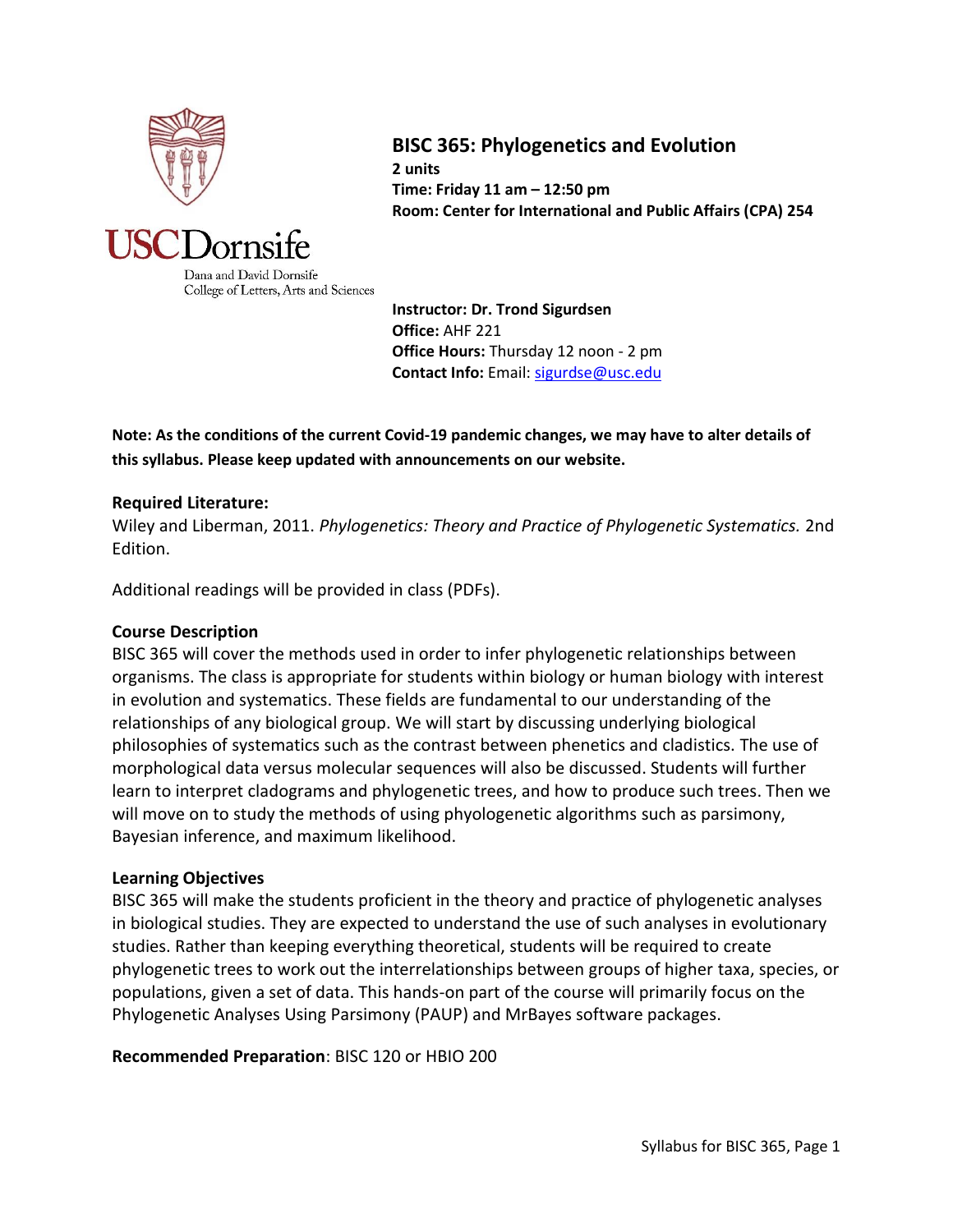USCDornsife

Dana and David Dornsife
College of Letters, Arts and Sciences

# BISC 365: Phylogenetics and Evolution

**2 units**
**Time: Friday 11 am – 12:50 pm**
**Room: Center for International and Public Affairs (CPA) 254**

**Instructor: Dr. Trond Sigurdsen**
**Office:** AHF 221
**Office Hours:** Thursday 12 noon - 2 pm
**Contact Info:** Email: sigurdse@usc.edu

**Note: As the conditions of the current Covid-19 pandemic changes, we may have to alter details of this syllabus. Please keep updated with announcements on our website.**

### Required Literature:

Wiley and Liberman, 2011. *Phylogenetics: Theory and Practice of Phylogenetic Systematics.* 2nd Edition.

Additional readings will be provided in class (PDFs).

### Course Description

BISC 365 will cover the methods used in order to infer phylogenetic relationships between organisms. The class is appropriate for students within biology or human biology with interest in evolution and systematics. These fields are fundamental to our understanding of the relationships of any biological group. We will start by discussing underlying biological philosophies of systematics such as the contrast between phenetics and cladistics. The use of morphological data versus molecular sequences will also be discussed. Students will further learn to interpret cladograms and phylogenetic trees, and how to produce such trees. Then we will move on to study the methods of using phyologenetic algorithms such as parsimony, Bayesian inference, and maximum likelihood.

### Learning Objectives

BISC 365 will make the students proficient in the theory and practice of phylogenetic analyses in biological studies. They are expected to understand the use of such analyses in evolutionary studies. Rather than keeping everything theoretical, students will be required to create phylogenetic trees to work out the interrelationships between groups of higher taxa, species, or populations, given a set of data. This hands-on part of the course will primarily focus on the Phylogenetic Analyses Using Parsimony (PAUP) and MrBayes software packages.

**Recommended Preparation**: BISC 120 or HBIO 200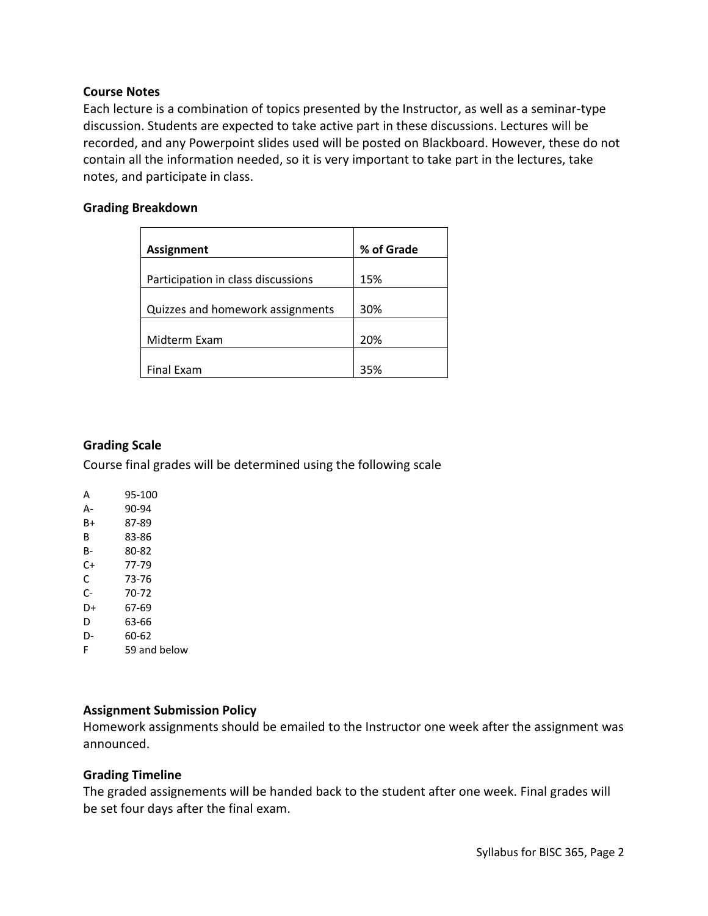### Course Notes

Each lecture is a combination of topics presented by the Instructor, as well as a seminar-type discussion. Students are expected to take active part in these discussions. Lectures will be recorded, and any Powerpoint slides used will be posted on Blackboard. However, these do not contain all the information needed, so it is very important to take part in the lectures, take notes, and participate in class.

### Grading Breakdown

| Assignment | % of Grade |
|---|---|
| Participation in class discussions | 15% |
| Quizzes and homework assignments | 30% |
| Midterm Exam | 20% |
| Final Exam | 35% |

### Grading Scale

Course final grades will be determined using the following scale

| | |
|---|---|
| A | 95-100 |
| A- | 90-94 |
| B+ | 87-89 |
| B | 83-86 |
| B- | 80-82 |
| C+ | 77-79 |
| C | 73-76 |
| C- | 70-72 |
| D+ | 67-69 |
| D | 63-66 |
| D- | 60-62 |
| F | 59 and below |

### Assignment Submission Policy

Homework assignments should be emailed to the Instructor one week after the assignment was announced.

### Grading Timeline

The graded assignements will be handed back to the student after one week. Final grades will be set four days after the final exam.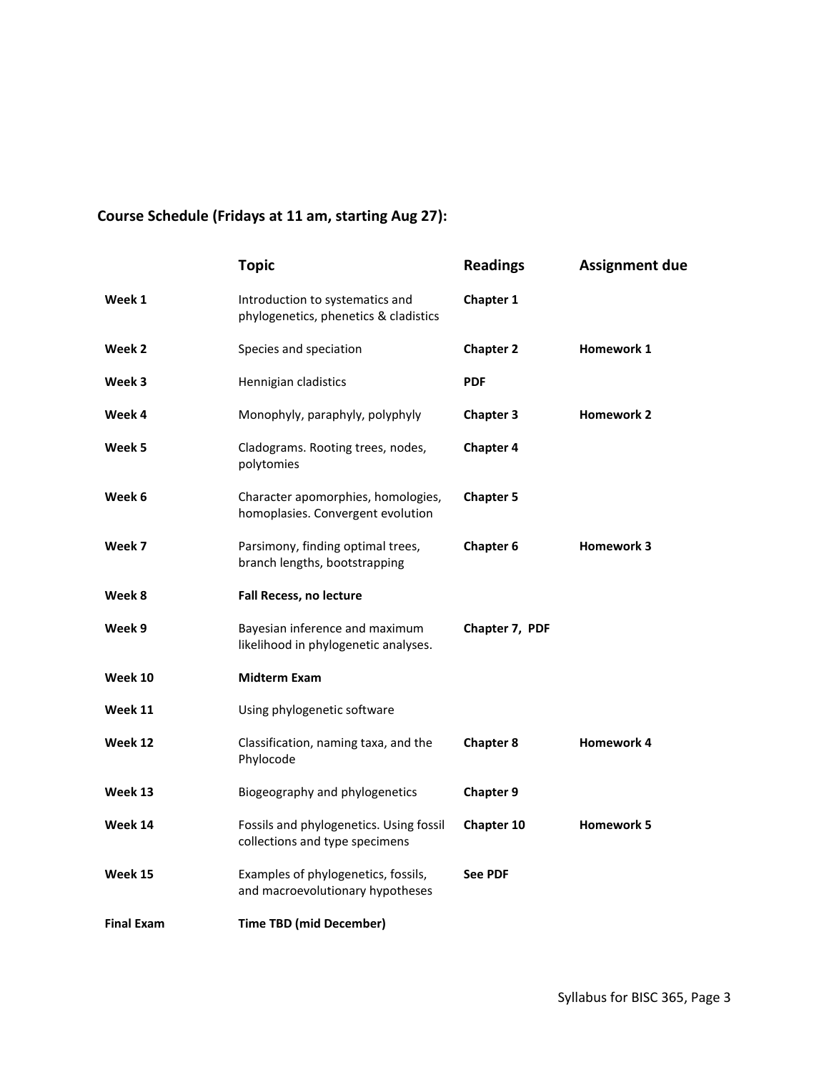## Course Schedule (Fridays at 11 am, starting Aug 27):

| | Topic | Readings | Assignment due |
|---|---|---|---|
| **Week 1** | Introduction to systematics and phylogenetics, phenetics & cladistics | **Chapter 1** | |
| **Week 2** | Species and speciation | **Chapter 2** | **Homework 1** |
| **Week 3** | Hennigian cladistics | **PDF** | |
| **Week 4** | Monophyly, paraphyly, polyphyly | **Chapter 3** | **Homework 2** |
| **Week 5** | Cladograms. Rooting trees, nodes, polytomies | **Chapter 4** | |
| **Week 6** | Character apomorphies, homologies, homoplasies. Convergent evolution | **Chapter 5** | |
| **Week 7** | Parsimony, finding optimal trees, branch lengths, bootstrapping | **Chapter 6** | **Homework 3** |
| **Week 8** | **Fall Recess, no lecture** | | |
| **Week 9** | Bayesian inference and maximum likelihood in phylogenetic analyses. | **Chapter 7, PDF** | |
| **Week 10** | **Midterm Exam** | | |
| **Week 11** | Using phylogenetic software | | |
| **Week 12** | Classification, naming taxa, and the Phylocode | **Chapter 8** | **Homework 4** |
| **Week 13** | Biogeography and phylogenetics | **Chapter 9** | |
| **Week 14** | Fossils and phylogenetics. Using fossil collections and type specimens | **Chapter 10** | **Homework 5** |
| **Week 15** | Examples of phylogenetics, fossils, and macroevolutionary hypotheses | **See PDF** | |
| **Final Exam** | **Time TBD (mid December)** | | |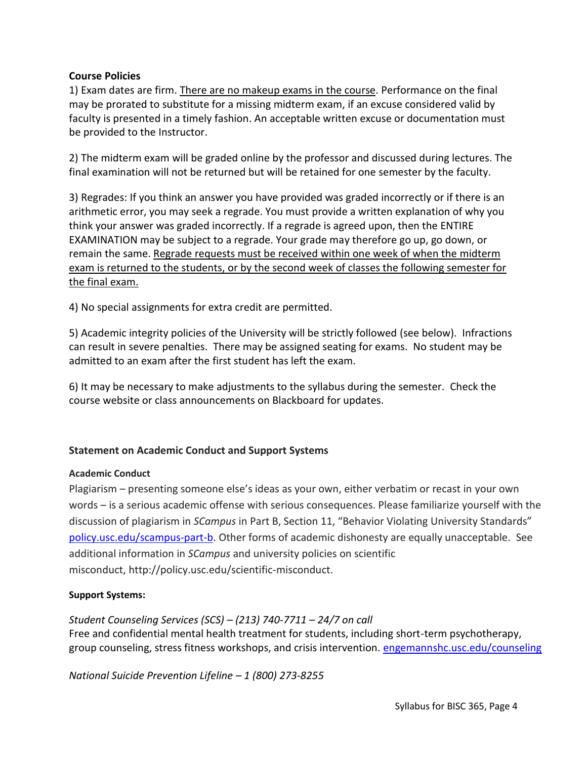**Course Policies**

1) Exam dates are firm. <u>There are no makeup exams in the course</u>. Performance on the final may be prorated to substitute for a missing midterm exam, if an excuse considered valid by faculty is presented in a timely fashion. An acceptable written excuse or documentation must be provided to the Instructor.

2) The midterm exam will be graded online by the professor and discussed during lectures. The final examination will not be returned but will be retained for one semester by the faculty.

3) Regrades: If you think an answer you have provided was graded incorrectly or if there is an arithmetic error, you may seek a regrade. You must provide a written explanation of why you think your answer was graded incorrectly. If a regrade is agreed upon, then the ENTIRE EXAMINATION may be subject to a regrade. Your grade may therefore go up, go down, or remain the same. <u>Regrade requests must be received within one week of when the midterm exam is returned to the students, or by the second week of classes the following semester for the final exam.</u>

4) No special assignments for extra credit are permitted.

5) Academic integrity policies of the University will be strictly followed (see below). Infractions can result in severe penalties. There may be assigned seating for exams. No student may be admitted to an exam after the first student has left the exam.

6) It may be necessary to make adjustments to the syllabus during the semester. Check the course website or class announcements on Blackboard for updates.

**Statement on Academic Conduct and Support Systems**

**Academic Conduct**

Plagiarism – presenting someone else's ideas as your own, either verbatim or recast in your own words – is a serious academic offense with serious consequences. Please familiarize yourself with the discussion of plagiarism in *SCampus* in Part B, Section 11, "Behavior Violating University Standards" [policy.usc.edu/scampus-part-b](policy.usc.edu/scampus-part-b). Other forms of academic dishonesty are equally unacceptable. See additional information in *SCampus* and university policies on scientific misconduct, http://policy.usc.edu/scientific-misconduct.

**Support Systems:**

*Student Counseling Services (SCS) – (213) 740-7711 – 24/7 on call*
Free and confidential mental health treatment for students, including short-term psychotherapy, group counseling, stress fitness workshops, and crisis intervention. [engemannshc.usc.edu/counseling](engemannshc.usc.edu/counseling)

*National Suicide Prevention Lifeline – 1 (800) 273-8255*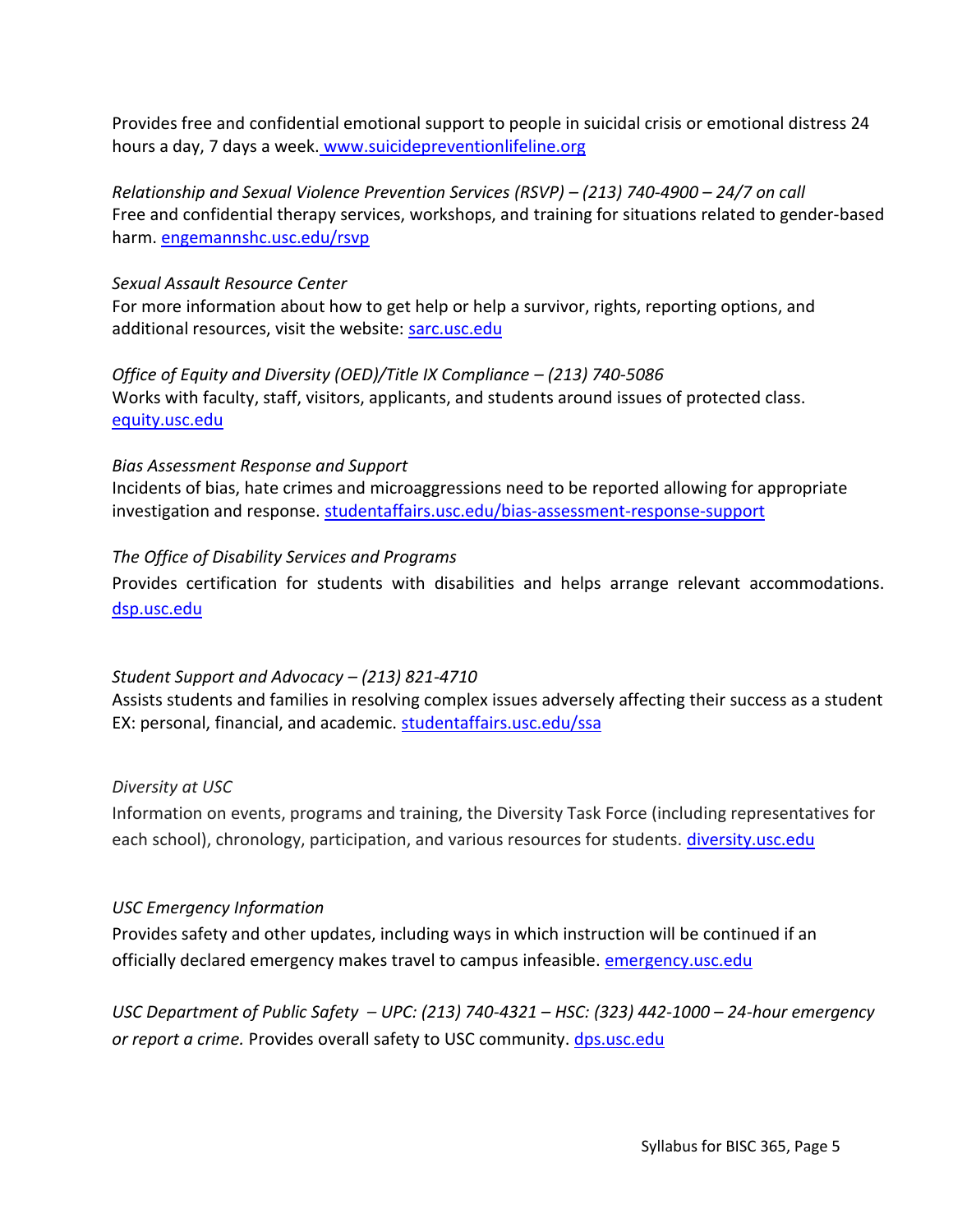Provides free and confidential emotional support to people in suicidal crisis or emotional distress 24 hours a day, 7 days a week. [www.suicidepreventionlifeline.org](http://www.suicidepreventionlifeline.org)

*Relationship and Sexual Violence Prevention Services (RSVP) – (213) 740-4900 – 24/7 on call*
Free and confidential therapy services, workshops, and training for situations related to gender-based harm. [engemannshc.usc.edu/rsvp](https://engemannshc.usc.edu/rsvp)

*Sexual Assault Resource Center*
For more information about how to get help or help a survivor, rights, reporting options, and additional resources, visit the website: [sarc.usc.edu](http://sarc.usc.edu)

*Office of Equity and Diversity (OED)/Title IX Compliance – (213) 740-5086*
Works with faculty, staff, visitors, applicants, and students around issues of protected class. [equity.usc.edu](http://equity.usc.edu)

*Bias Assessment Response and Support*
Incidents of bias, hate crimes and microaggressions need to be reported allowing for appropriate investigation and response. [studentaffairs.usc.edu/bias-assessment-response-support](https://studentaffairs.usc.edu/bias-assessment-response-support)

*The Office of Disability Services and Programs*
Provides certification for students with disabilities and helps arrange relevant accommodations. [dsp.usc.edu](http://dsp.usc.edu)

*Student Support and Advocacy – (213) 821-4710*
Assists students and families in resolving complex issues adversely affecting their success as a student EX: personal, financial, and academic. [studentaffairs.usc.edu/ssa](https://studentaffairs.usc.edu/ssa)

*Diversity at USC*
Information on events, programs and training, the Diversity Task Force (including representatives for each school), chronology, participation, and various resources for students. [diversity.usc.edu](http://diversity.usc.edu)

*USC Emergency Information*
Provides safety and other updates, including ways in which instruction will be continued if an officially declared emergency makes travel to campus infeasible. [emergency.usc.edu](http://emergency.usc.edu)

*USC Department of Public Safety – UPC: (213) 740-4321 – HSC: (323) 442-1000 – 24-hour emergency or report a crime.* Provides overall safety to USC community. [dps.usc.edu](http://dps.usc.edu)